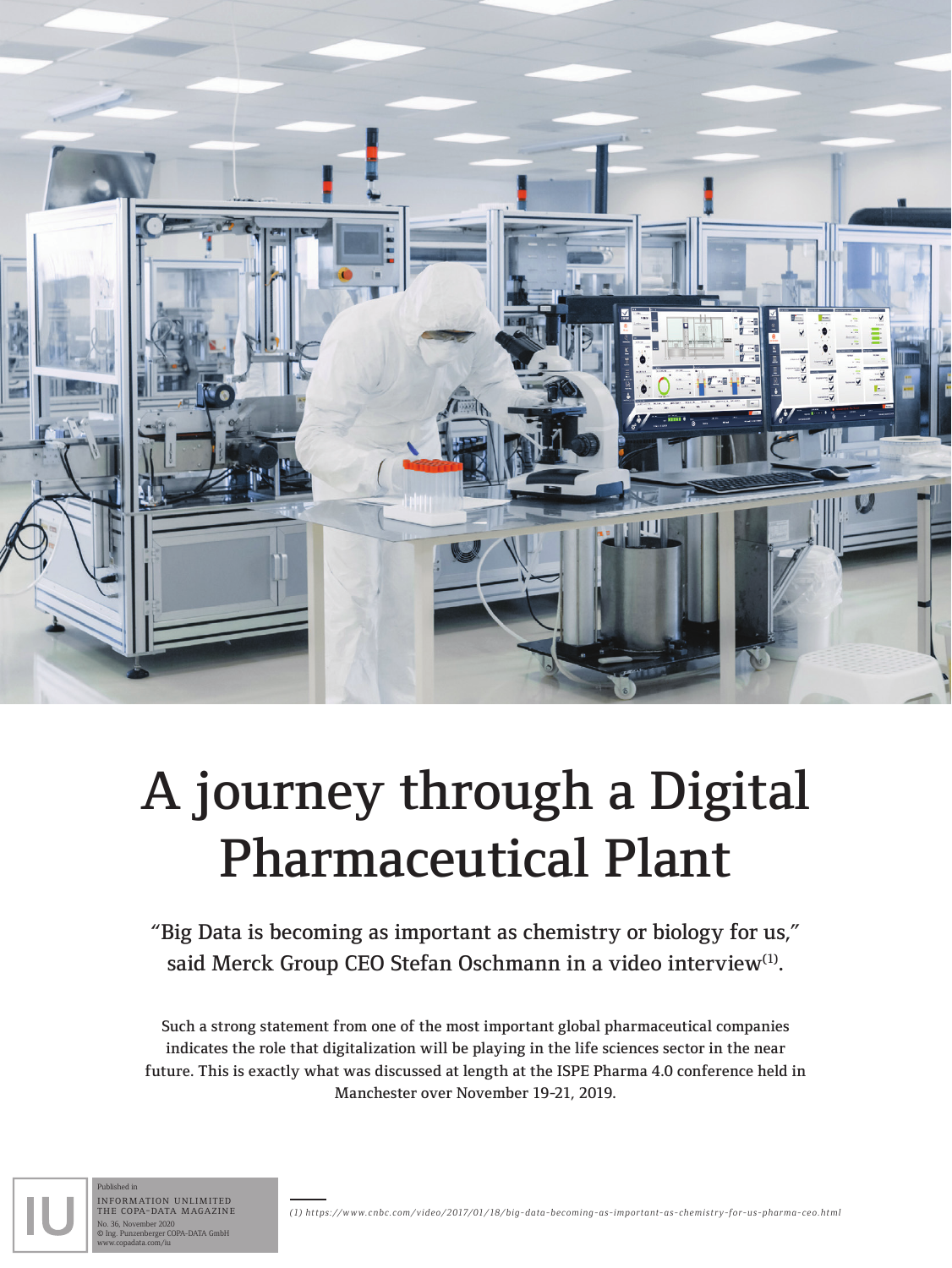# A journey through a Digital Pharmaceutical Plant

"Big Data is becoming as important as chemistry or biology for us," said Merck Group CEO Stefan Oschmann in a video interview(1).

Such a strong statement from one of the most important global pharmaceutical companies indicates the role that digitalization will be playing in the life sciences sector in the near future. This is exactly what was discussed at length at the ISPE Pharma 4.0 conference held in Manchester over November 19-21, 2019.

Published in
INFORMATION UNLIMITED
THE COPA-DATA MAGAZINE
No. 36, November 2020
© Ing. Punzenberger COPA-DATA GmbH
www.copadata.com/iu

*(1) https://www.cnbc.com/video/2017/01/18/big-data-becoming-as-important-as-chemistry-for-us-pharma-ceo.html*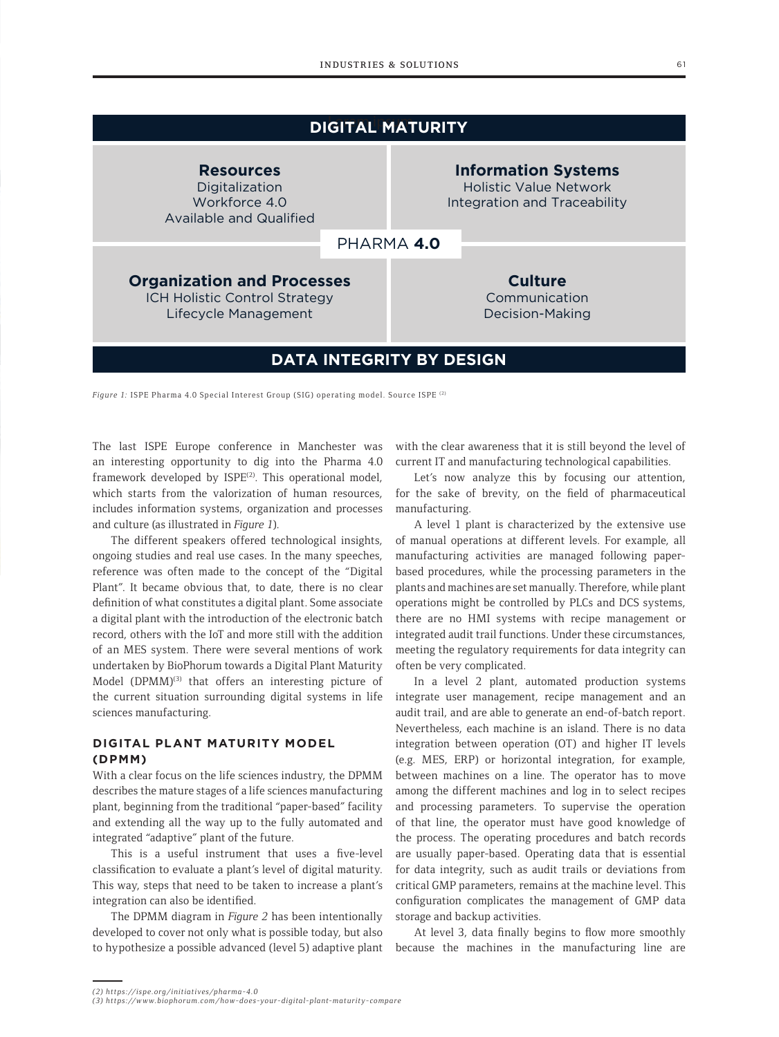**DIGITAL MATURITY**

| **Resources** | **Information Systems** |
|---|---|
| Digitalization<br>Workforce 4.0<br>Available and Qualified | Holistic Value Network<br>Integration and Traceability |
| **Organization and Processes** | **Culture** |
| ICH Holistic Control Strategy<br>Lifecycle Management | Communication<br>Decision-Making |

PHARMA **4.0**

**DATA INTEGRITY BY DESIGN**

*Figure 1:* ISPE Pharma 4.0 Special Interest Group (SIG) operating model. Source ISPE [2]

The last ISPE Europe conference in Manchester was an interesting opportunity to dig into the Pharma 4.0 framework developed by ISPE[2]. This operational model, which starts from the valorization of human resources, includes information systems, organization and processes and culture (as illustrated in *Figure 1*).

The different speakers offered technological insights, ongoing studies and real use cases. In the many speeches, reference was often made to the concept of the "Digital Plant". It became obvious that, to date, there is no clear definition of what constitutes a digital plant. Some associate a digital plant with the introduction of the electronic batch record, others with the IoT and more still with the addition of an MES system. There were several mentions of work undertaken by BioPhorum towards a Digital Plant Maturity Model (DPMM)[3] that offers an interesting picture of the current situation surrounding digital systems in life sciences manufacturing.

## DIGITAL PLANT MATURITY MODEL (DPMM)

With a clear focus on the life sciences industry, the DPMM describes the mature stages of a life sciences manufacturing plant, beginning from the traditional "paper-based" facility and extending all the way up to the fully automated and integrated "adaptive" plant of the future.

This is a useful instrument that uses a five-level classification to evaluate a plant's level of digital maturity. This way, steps that need to be taken to increase a plant's integration can also be identified.

The DPMM diagram in *Figure 2* has been intentionally developed to cover not only what is possible today, but also to hypothesize a possible advanced (level 5) adaptive plant with the clear awareness that it is still beyond the level of current IT and manufacturing technological capabilities.

Let's now analyze this by focusing our attention, for the sake of brevity, on the field of pharmaceutical manufacturing.

A level 1 plant is characterized by the extensive use of manual operations at different levels. For example, all manufacturing activities are managed following paper-based procedures, while the processing parameters in the plants and machines are set manually. Therefore, while plant operations might be controlled by PLCs and DCS systems, there are no HMI systems with recipe management or integrated audit trail functions. Under these circumstances, meeting the regulatory requirements for data integrity can often be very complicated.

In a level 2 plant, automated production systems integrate user management, recipe management and an audit trail, and are able to generate an end-of-batch report. Nevertheless, each machine is an island. There is no data integration between operation (OT) and higher IT levels (e.g. MES, ERP) or horizontal integration, for example, between machines on a line. The operator has to move among the different machines and log in to select recipes and processing parameters. To supervise the operation of that line, the operator must have good knowledge of the process. The operating procedures and batch records are usually paper-based. Operating data that is essential for data integrity, such as audit trails or deviations from critical GMP parameters, remains at the machine level. This configuration complicates the management of GMP data storage and backup activities.

At level 3, data finally begins to flow more smoothly because the machines in the manufacturing line are

---

(2) https://ispe.org/initiatives/pharma-4.0
(3) https://www.biophorum.com/how-does-your-digital-plant-maturity-compare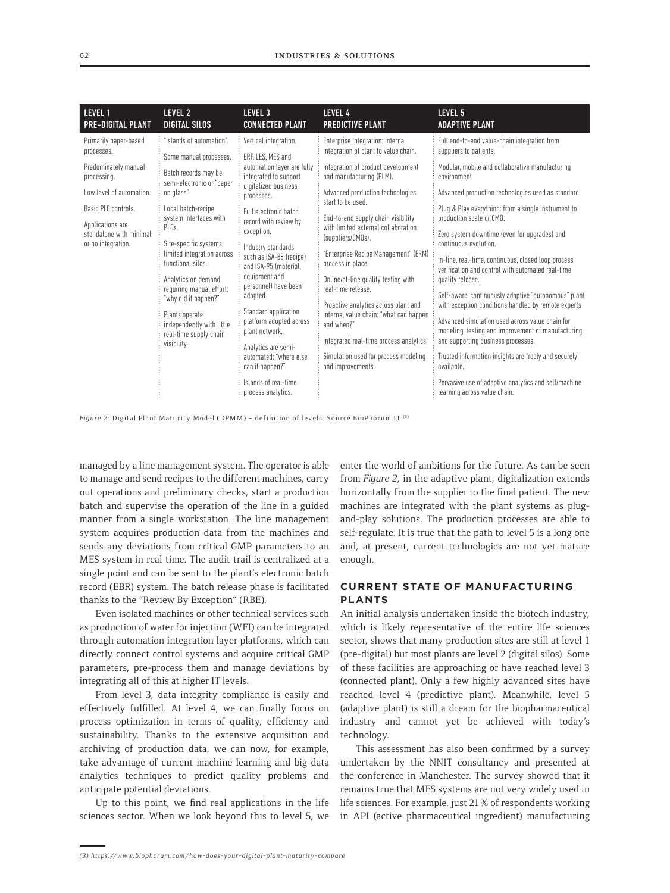| LEVEL 1<br>PRE-DIGITAL PLANT | LEVEL 2<br>DIGITAL SILOS | LEVEL 3<br>CONNECTED PLANT | LEVEL 4<br>PREDICTIVE PLANT | LEVEL 5<br>ADAPTIVE PLANT |
|---|---|---|---|---|
| Primarily paper-based processes.<br><br>Predominately manual processing.<br><br>Low level of automation.<br><br>Basic PLC controls.<br><br>Applications are standalone with minimal or no integration. | "Islands of automation".<br><br>Some manual processes.<br><br>Batch records may be semi-electronic or "paper on glass".<br><br>Local batch-recipe system interfaces with PLCs.<br><br>Site-specific systems; limited integration across functional silos.<br><br>Analytics on demand requiring manual effort: "why did it happen?"<br><br>Plants operate independently with little real-time supply chain visibility. | Vertical integration.<br><br>ERP, LES, MES and automation layer are fully integrated to support digitalized business processes.<br><br>Full electronic batch record with review by exception.<br><br>Industry standards such as ISA-88 (recipe) and ISA-95 (material, equipment and personnel) have been adopted.<br><br>Standard application platform adopted across plant network.<br><br>Analytics are semi-automated: "where else can it happen?"<br><br>Islands of real-time process analytics. | Enterprise integration: internal integration of plant to value chain.<br><br>Integration of product development and manufacturing (PLM).<br><br>Advanced production technologies start to be used.<br><br>End-to-end supply chain visibility with limited external collaboration (suppliers/CMOs).<br><br>"Enterprise Recipe Management" (ERM) process in place.<br><br>Online/at-line quality testing with real-time release.<br><br>Proactive analytics across plant and internal value chain: "what can happen and when?"<br><br>Integrated real-time process analytics.<br><br>Simulation used for process modeling and improvements. | Full end-to-end value-chain integration from suppliers to patients.<br><br>Modular, mobile and collaborative manufacturing environment<br><br>Advanced production technologies used as standard.<br><br>Plug & Play everything: from a single instrument to production scale or CMO.<br><br>Zero system downtime (even for upgrades) and continuous evolution.<br><br>In-line, real-time, continuous, closed loop process verification and control with automated real-time quality release.<br><br>Self-aware, continuously adaptive "autonomous" plant with exception conditions handled by remote experts<br><br>Advanced simulation used across value chain for modeling, testing and improvement of manufacturing and supporting business processes.<br><br>Trusted information insights are freely and securely available.<br><br>Pervasive use of adaptive analytics and self/machine learning across value chain. |

*Figure 2:* Digital Plant Maturity Model (DPMM) – definition of levels. Source BioPhorum IT [3]

managed by a line management system. The operator is able to manage and send recipes to the different machines, carry out operations and preliminary checks, start a production batch and supervise the operation of the line in a guided manner from a single workstation. The line management system acquires production data from the machines and sends any deviations from critical GMP parameters to an MES system in real time. The audit trail is centralized at a single point and can be sent to the plant's electronic batch record (EBR) system. The batch release phase is facilitated thanks to the "Review By Exception" (RBE).

Even isolated machines or other technical services such as production of water for injection (WFI) can be integrated through automation integration layer platforms, which can directly connect control systems and acquire critical GMP parameters, pre-process them and manage deviations by integrating all of this at higher IT levels.

From level 3, data integrity compliance is easily and effectively fulfilled. At level 4, we can finally focus on process optimization in terms of quality, efficiency and sustainability. Thanks to the extensive acquisition and archiving of production data, we can now, for example, take advantage of current machine learning and big data analytics techniques to predict quality problems and anticipate potential deviations.

Up to this point, we find real applications in the life sciences sector. When we look beyond this to level 5, we enter the world of ambitions for the future. As can be seen from *Figure 2*, in the adaptive plant, digitalization extends horizontally from the supplier to the final patient. The new machines are integrated with the plant systems as plug-and-play solutions. The production processes are able to self-regulate. It is true that the path to level 5 is a long one and, at present, current technologies are not yet mature enough.

## CURRENT STATE OF MANUFACTURING PLANTS

An initial analysis undertaken inside the biotech industry, which is likely representative of the entire life sciences sector, shows that many production sites are still at level 1 (pre-digital) but most plants are level 2 (digital silos). Some of these facilities are approaching or have reached level 3 (connected plant). Only a few highly advanced sites have reached level 4 (predictive plant). Meanwhile, level 5 (adaptive plant) is still a dream for the biopharmaceutical industry and cannot yet be achieved with today's technology.

This assessment has also been confirmed by a survey undertaken by the NNIT consultancy and presented at the conference in Manchester. The survey showed that it remains true that MES systems are not very widely used in life sciences. For example, just 21 % of respondents working in API (active pharmaceutical ingredient) manufacturing

(3) https://www.biophorum.com/how-does-your-digital-plant-maturity-compare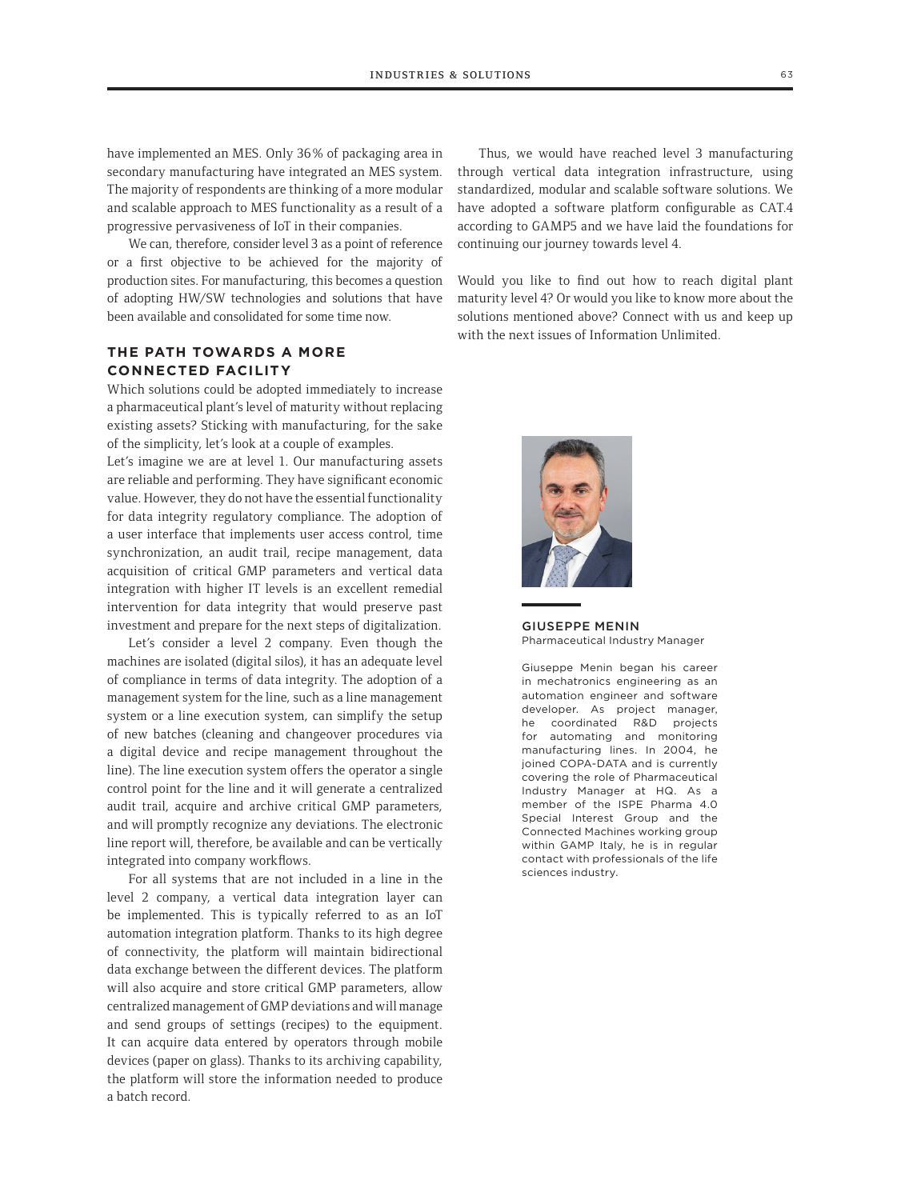have implemented an MES. Only 36% of packaging area in secondary manufacturing have integrated an MES system. The majority of respondents are thinking of a more modular and scalable approach to MES functionality as a result of a progressive pervasiveness of IoT in their companies.

We can, therefore, consider level 3 as a point of reference or a first objective to be achieved for the majority of production sites. For manufacturing, this becomes a question of adopting HW/SW technologies and solutions that have been available and consolidated for some time now.

## THE PATH TOWARDS A MORE CONNECTED FACILITY

Which solutions could be adopted immediately to increase a pharmaceutical plant's level of maturity without replacing existing assets? Sticking with manufacturing, for the sake of the simplicity, let's look at a couple of examples.

Let's imagine we are at level 1. Our manufacturing assets are reliable and performing. They have significant economic value. However, they do not have the essential functionality for data integrity regulatory compliance. The adoption of a user interface that implements user access control, time synchronization, an audit trail, recipe management, data acquisition of critical GMP parameters and vertical data integration with higher IT levels is an excellent remedial intervention for data integrity that would preserve past investment and prepare for the next steps of digitalization.

Let's consider a level 2 company. Even though the machines are isolated (digital silos), it has an adequate level of compliance in terms of data integrity. The adoption of a management system for the line, such as a line management system or a line execution system, can simplify the setup of new batches (cleaning and changeover procedures via a digital device and recipe management throughout the line). The line execution system offers the operator a single control point for the line and it will generate a centralized audit trail, acquire and archive critical GMP parameters, and will promptly recognize any deviations. The electronic line report will, therefore, be available and can be vertically integrated into company workflows.

For all systems that are not included in a line in the level 2 company, a vertical data integration layer can be implemented. This is typically referred to as an IoT automation integration platform. Thanks to its high degree of connectivity, the platform will maintain bidirectional data exchange between the different devices. The platform will also acquire and store critical GMP parameters, allow centralized management of GMP deviations and will manage and send groups of settings (recipes) to the equipment. It can acquire data entered by operators through mobile devices (paper on glass). Thanks to its archiving capability, the platform will store the information needed to produce a batch record.

Thus, we would have reached level 3 manufacturing through vertical data integration infrastructure, using standardized, modular and scalable software solutions. We have adopted a software platform configurable as CAT.4 according to GAMP5 and we have laid the foundations for continuing our journey towards level 4.

Would you like to find out how to reach digital plant maturity level 4? Or would you like to know more about the solutions mentioned above? Connect with us and keep up with the next issues of Information Unlimited.

**GIUSEPPE MENIN**
Pharmaceutical Industry Manager

Giuseppe Menin began his career in mechatronics engineering as an automation engineer and software developer. As project manager, he coordinated R&D projects for automating and monitoring manufacturing lines. In 2004, he joined COPA-DATA and is currently covering the role of Pharmaceutical Industry Manager at HQ. As a member of the ISPE Pharma 4.0 Special Interest Group and the Connected Machines working group within GAMP Italy, he is in regular contact with professionals of the life sciences industry.